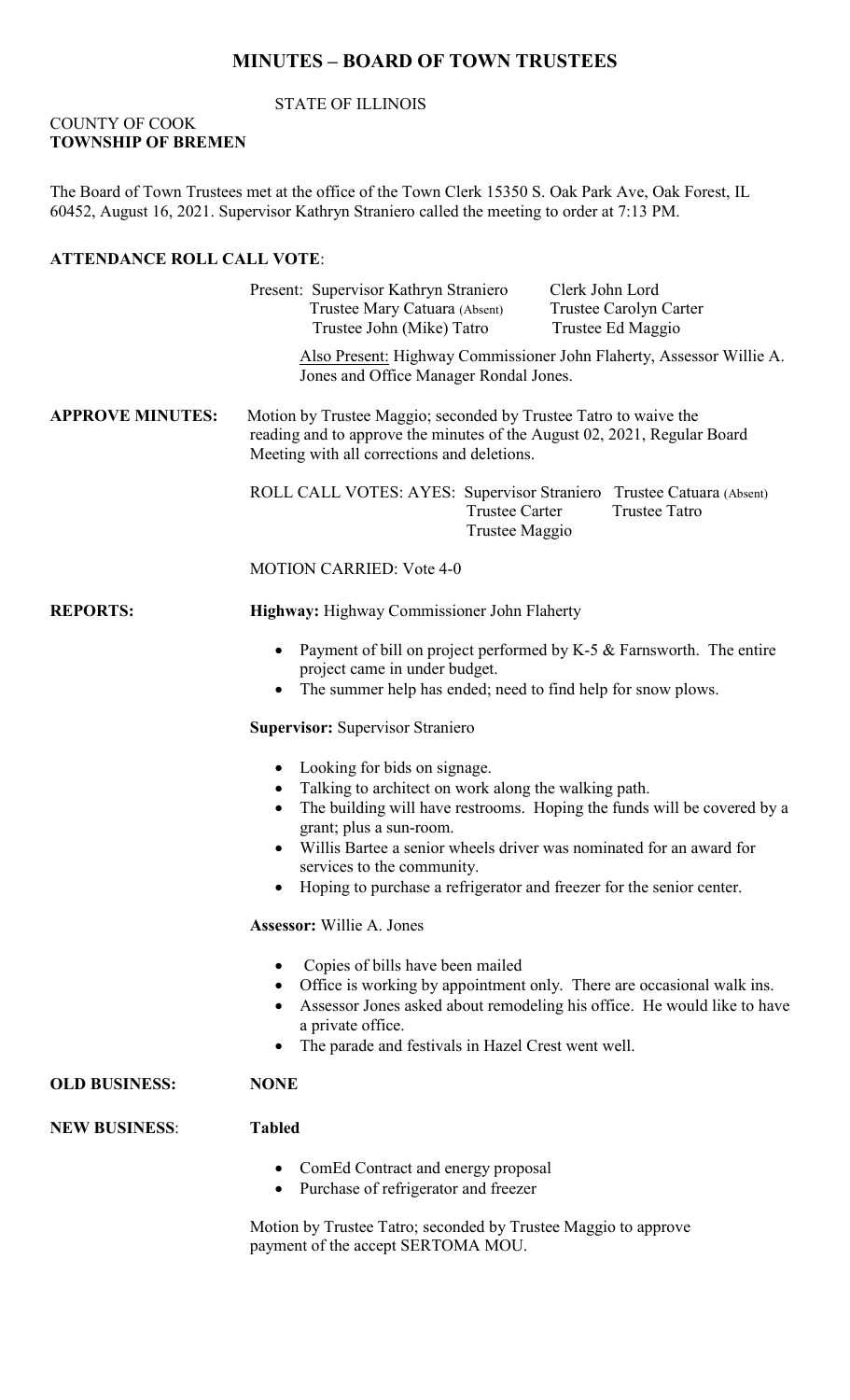# MINUTES – BOARD OF TOWN TRUSTEES

STATE OF ILLINOIS

COUNTY OF COOK
**TOWNSHIP OF BREMEN**

The Board of Town Trustees met at the office of the Town Clerk 15350 S. Oak Park Ave, Oak Forest, IL 60452, August 16, 2021. Supervisor Kathryn Straniero called the meeting to order at 7:13 PM.

**ATTENDANCE ROLL CALL VOTE**:

Present: Supervisor Kathryn Straniero, Clerk John Lord, Trustee Mary Catuara (Absent), Trustee Carolyn Carter, Trustee John (Mike) Tatro, Trustee Ed Maggio

Also Present: Highway Commissioner John Flaherty, Assessor Willie A. Jones and Office Manager Rondal Jones.

**APPROVE MINUTES:** Motion by Trustee Maggio; seconded by Trustee Tatro to waive the reading and to approve the minutes of the August 02, 2021, Regular Board Meeting with all corrections and deletions.

ROLL CALL VOTES: AYES: Supervisor Straniero, Trustee Catuara (Absent), Trustee Carter, Trustee Tatro, Trustee Maggio

MOTION CARRIED: Vote 4-0

**REPORTS:**

**Highway:** Highway Commissioner John Flaherty

- Payment of bill on project performed by K-5 & Farnsworth. The entire project came in under budget.
- The summer help has ended; need to find help for snow plows.

**Supervisor:** Supervisor Straniero

- Looking for bids on signage.
- Talking to architect on work along the walking path.
- The building will have restrooms. Hoping the funds will be covered by a grant; plus a sun-room.
- Willis Bartee a senior wheels driver was nominated for an award for services to the community.
- Hoping to purchase a refrigerator and freezer for the senior center.

**Assessor:** Willie A. Jones

- Copies of bills have been mailed
- Office is working by appointment only. There are occasional walk ins.
- Assessor Jones asked about remodeling his office. He would like to have a private office.
- The parade and festivals in Hazel Crest went well.

**OLD BUSINESS:** **NONE**

**NEW BUSINESS**: **Tabled**

- ComEd Contract and energy proposal
- Purchase of refrigerator and freezer

Motion by Trustee Tatro; seconded by Trustee Maggio to approve payment of the accept SERTOMA MOU.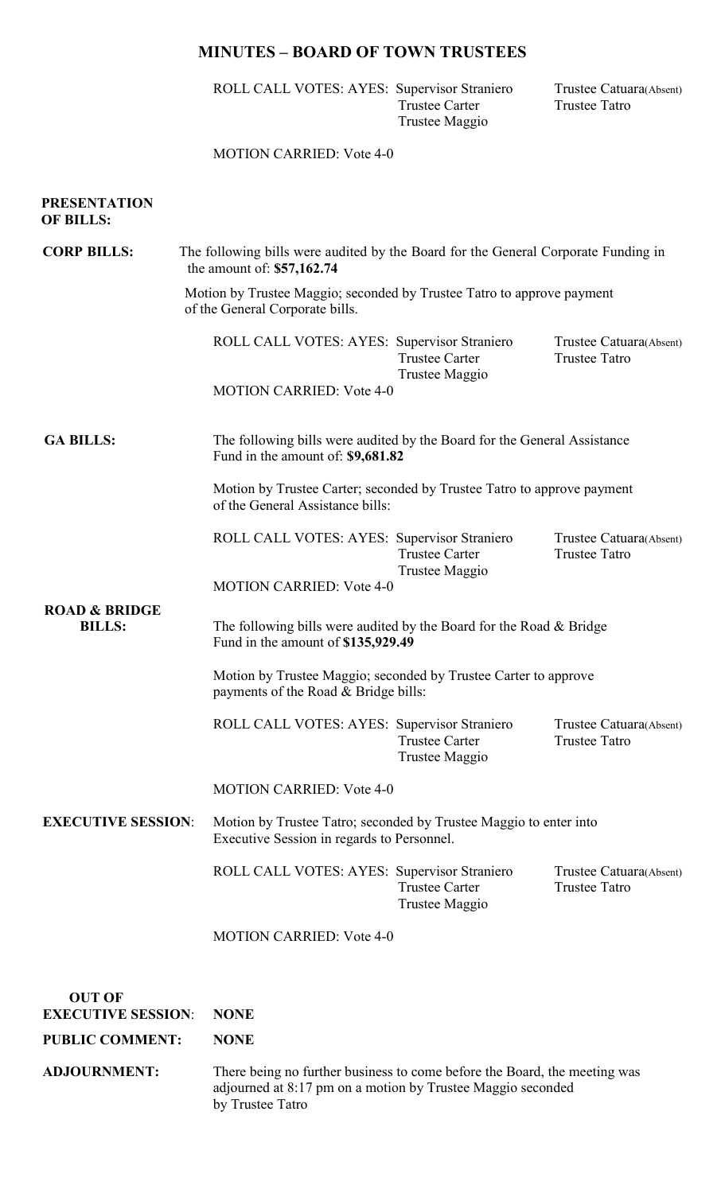# MINUTES – BOARD OF TOWN TRUSTEES

ROLL CALL VOTES: AYES: Supervisor Straniero, Trustee Carter, Trustee Maggio, Trustee Catuara(Absent), Trustee Tatro

MOTION CARRIED: Vote 4-0

**PRESENTATION OF BILLS:**

**CORP BILLS:** The following bills were audited by the Board for the General Corporate Funding in the amount of: **$57,162.74**

Motion by Trustee Maggio; seconded by Trustee Tatro to approve payment of the General Corporate bills.

ROLL CALL VOTES: AYES: Supervisor Straniero, Trustee Carter, Trustee Maggio, Trustee Catuara(Absent), Trustee Tatro

MOTION CARRIED: Vote 4-0

**GA BILLS:** The following bills were audited by the Board for the General Assistance Fund in the amount of: **$9,681.82**

Motion by Trustee Carter; seconded by Trustee Tatro to approve payment of the General Assistance bills:

ROLL CALL VOTES: AYES: Supervisor Straniero, Trustee Carter, Trustee Maggio, Trustee Catuara(Absent), Trustee Tatro

MOTION CARRIED: Vote 4-0

**ROAD & BRIDGE BILLS:** The following bills were audited by the Board for the Road & Bridge Fund in the amount of **$135,929.49**

Motion by Trustee Maggio; seconded by Trustee Carter to approve payments of the Road & Bridge bills:

ROLL CALL VOTES: AYES: Supervisor Straniero, Trustee Carter, Trustee Maggio, Trustee Catuara(Absent), Trustee Tatro

MOTION CARRIED: Vote 4-0

**EXECUTIVE SESSION**: Motion by Trustee Tatro; seconded by Trustee Maggio to enter into Executive Session in regards to Personnel.

ROLL CALL VOTES: AYES: Supervisor Straniero, Trustee Carter, Trustee Maggio, Trustee Catuara(Absent), Trustee Tatro

MOTION CARRIED: Vote 4-0

**OUT OF EXECUTIVE SESSION**: **NONE**

**PUBLIC COMMENT:** **NONE**

**ADJOURNMENT:** There being no further business to come before the Board, the meeting was adjourned at 8:17 pm on a motion by Trustee Maggio seconded by Trustee Tatro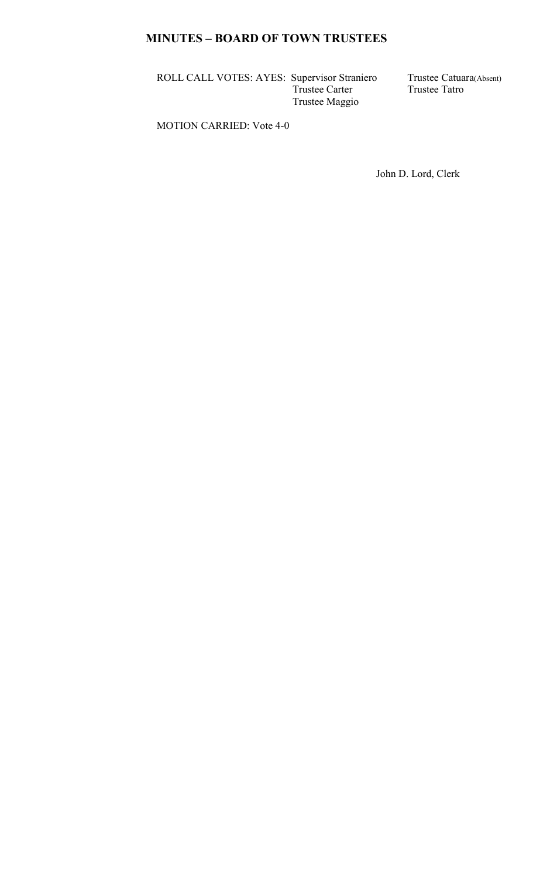ROLL CALL VOTES: AYES: Supervisor Straniero
Trustee Carter
Trustee Maggio
Trustee Catuara(Absent)
Trustee Tatro

MOTION CARRIED: Vote 4-0

John D. Lord, Clerk